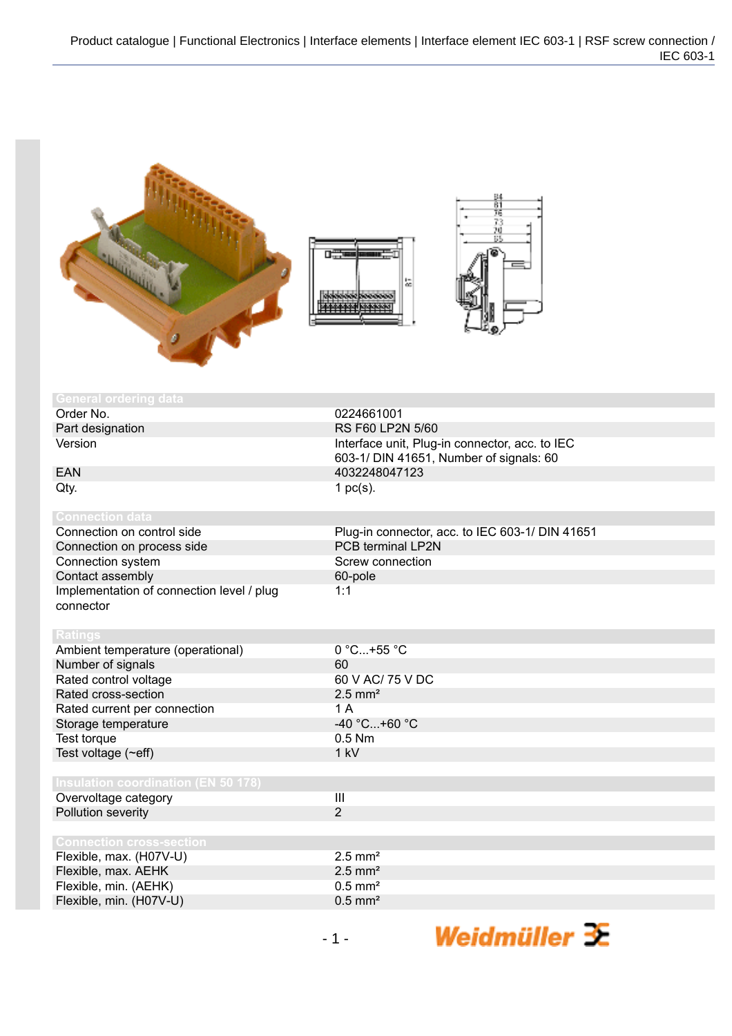## General ordering data

| | |
|---|---|
| Order No. | 0224661001 |
| Part designation | RS F60 LP2N 5/60 |
| Version | Interface unit, Plug-in connector, acc. to IEC 603-1/ DIN 41651, Number of signals: 60 |
| EAN | 4032248047123 |
| Qty. | 1 pc(s). |

## Connection data

| | |
|---|---|
| Connection on control side | Plug-in connector, acc. to IEC 603-1/ DIN 41651 |
| Connection on process side | PCB terminal LP2N |
| Connection system | Screw connection |
| Contact assembly | 60-pole |
| Implementation of connection level / plug connector | 1:1 |

## Ratings

| | |
|---|---|
| Ambient temperature (operational) | 0 °C...+55 °C |
| Number of signals | 60 |
| Rated control voltage | 60 V AC/ 75 V DC |
| Rated cross-section | 2.5 mm² |
| Rated current per connection | 1 A |
| Storage temperature | -40 °C...+60 °C |
| Test torque | 0.5 Nm |
| Test voltage (~eff) | 1 kV |

## Insulation coordination (EN 50 178)

| | |
|---|---|
| Overvoltage category | III |
| Pollution severity | 2 |

## Connection cross-section

| | |
|---|---|
| Flexible, max. (H07V-U) | 2.5 mm² |
| Flexible, max. AEHK | 2.5 mm² |
| Flexible, min. (AEHK) | 0.5 mm² |
| Flexible, min. (H07V-U) | 0.5 mm² |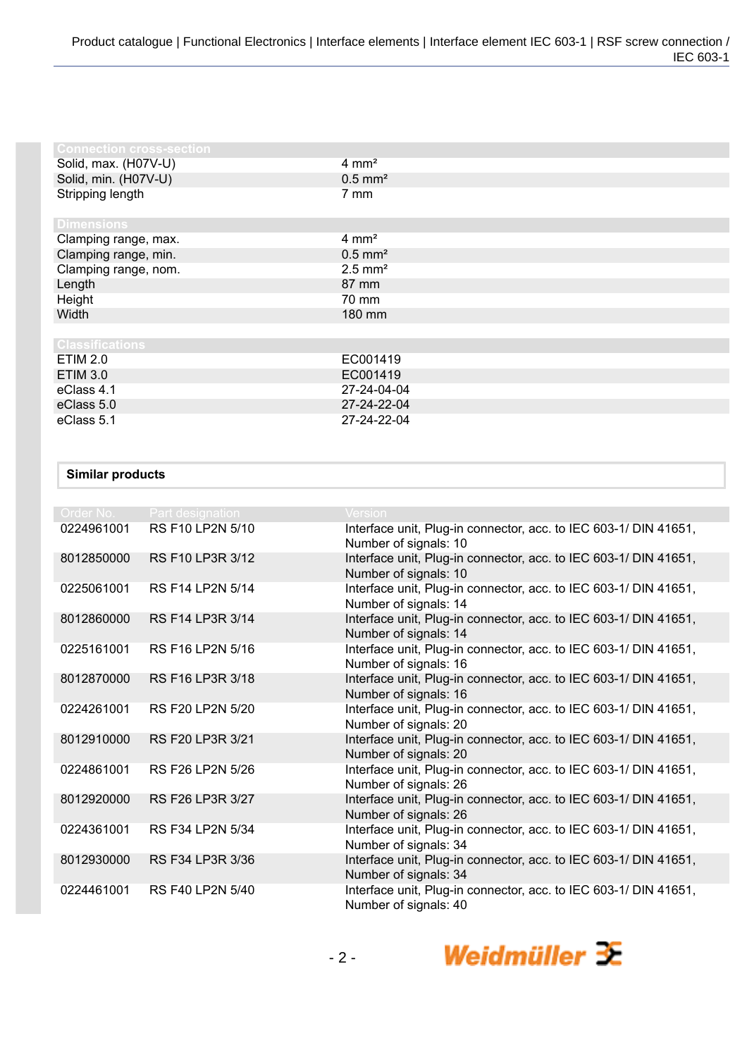| Connection cross-section | |
|---|---|
| Solid, max. (H07V-U) | 4 mm² |
| Solid, min. (H07V-U) | 0.5 mm² |
| Stripping length | 7 mm |

| Dimensions | |
|---|---|
| Clamping range, max. | 4 mm² |
| Clamping range, min. | 0.5 mm² |
| Clamping range, nom. | 2.5 mm² |
| Length | 87 mm |
| Height | 70 mm |
| Width | 180 mm |

| Classifications | |
|---|---|
| ETIM 2.0 | EC001419 |
| ETIM 3.0 | EC001419 |
| eClass 4.1 | 27-24-04-04 |
| eClass 5.0 | 27-24-22-04 |
| eClass 5.1 | 27-24-22-04 |

## Similar products

| Order No. | Part designation | Version |
|---|---|---|
| 0224961001 | RS F10 LP2N 5/10 | Interface unit, Plug-in connector, acc. to IEC 603-1/ DIN 41651, Number of signals: 10 |
| 8012850000 | RS F10 LP3R 3/12 | Interface unit, Plug-in connector, acc. to IEC 603-1/ DIN 41651, Number of signals: 10 |
| 0225061001 | RS F14 LP2N 5/14 | Interface unit, Plug-in connector, acc. to IEC 603-1/ DIN 41651, Number of signals: 14 |
| 8012860000 | RS F14 LP3R 3/14 | Interface unit, Plug-in connector, acc. to IEC 603-1/ DIN 41651, Number of signals: 14 |
| 0225161001 | RS F16 LP2N 5/16 | Interface unit, Plug-in connector, acc. to IEC 603-1/ DIN 41651, Number of signals: 16 |
| 8012870000 | RS F16 LP3R 3/18 | Interface unit, Plug-in connector, acc. to IEC 603-1/ DIN 41651, Number of signals: 16 |
| 0224261001 | RS F20 LP2N 5/20 | Interface unit, Plug-in connector, acc. to IEC 603-1/ DIN 41651, Number of signals: 20 |
| 8012910000 | RS F20 LP3R 3/21 | Interface unit, Plug-in connector, acc. to IEC 603-1/ DIN 41651, Number of signals: 20 |
| 0224861001 | RS F26 LP2N 5/26 | Interface unit, Plug-in connector, acc. to IEC 603-1/ DIN 41651, Number of signals: 26 |
| 8012920000 | RS F26 LP3R 3/27 | Interface unit, Plug-in connector, acc. to IEC 603-1/ DIN 41651, Number of signals: 26 |
| 0224361001 | RS F34 LP2N 5/34 | Interface unit, Plug-in connector, acc. to IEC 603-1/ DIN 41651, Number of signals: 34 |
| 8012930000 | RS F34 LP3R 3/36 | Interface unit, Plug-in connector, acc. to IEC 603-1/ DIN 41651, Number of signals: 34 |
| 0224461001 | RS F40 LP2N 5/40 | Interface unit, Plug-in connector, acc. to IEC 603-1/ DIN 41651, Number of signals: 40 |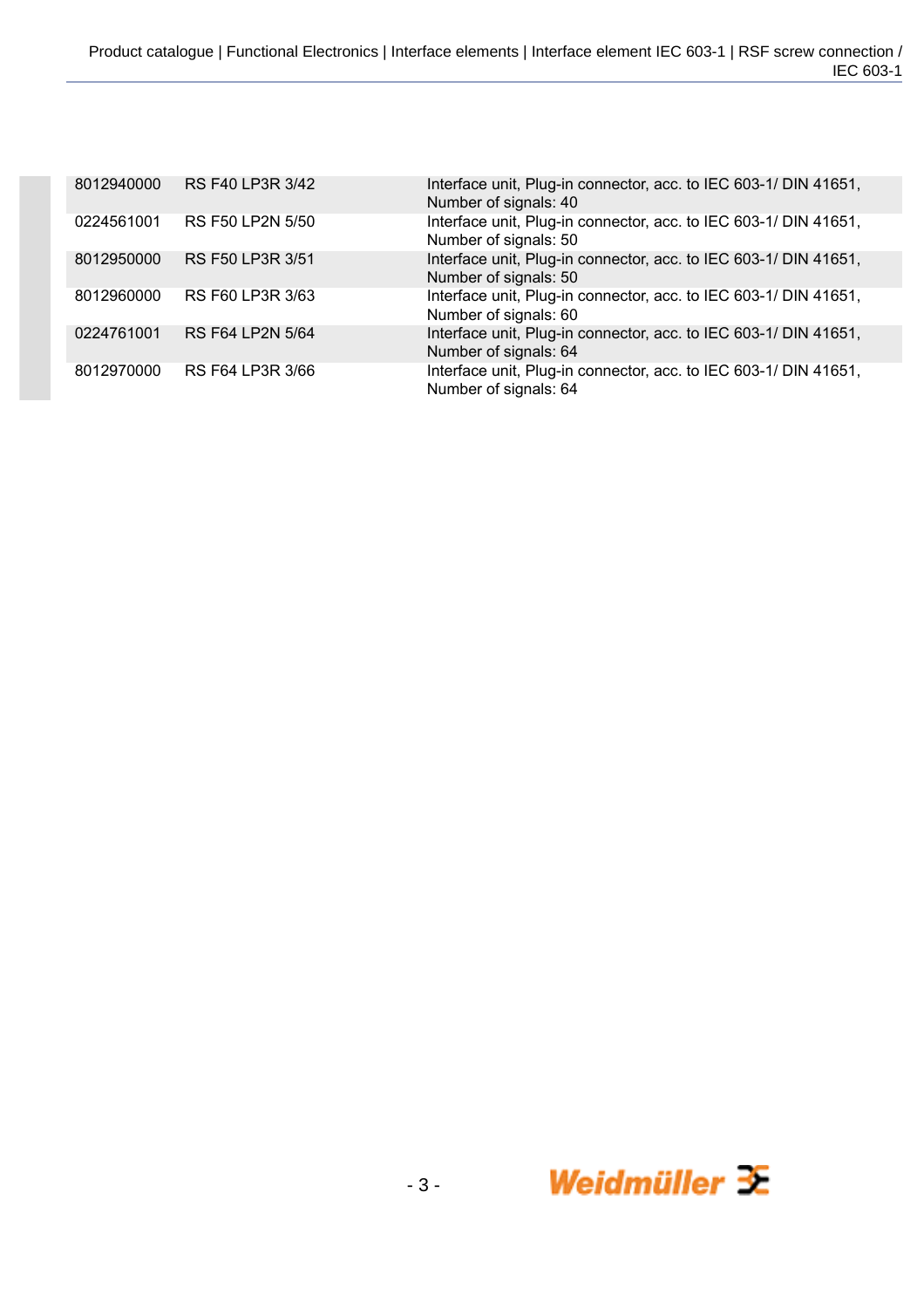| | | |
|---|---|---|
| 8012940000 | RS F40 LP3R 3/42 | Interface unit, Plug-in connector, acc. to IEC 603-1/ DIN 41651, Number of signals: 40 |
| 0224561001 | RS F50 LP2N 5/50 | Interface unit, Plug-in connector, acc. to IEC 603-1/ DIN 41651, Number of signals: 50 |
| 8012950000 | RS F50 LP3R 3/51 | Interface unit, Plug-in connector, acc. to IEC 603-1/ DIN 41651, Number of signals: 50 |
| 8012960000 | RS F60 LP3R 3/63 | Interface unit, Plug-in connector, acc. to IEC 603-1/ DIN 41651, Number of signals: 60 |
| 0224761001 | RS F64 LP2N 5/64 | Interface unit, Plug-in connector, acc. to IEC 603-1/ DIN 41651, Number of signals: 64 |
| 8012970000 | RS F64 LP3R 3/66 | Interface unit, Plug-in connector, acc. to IEC 603-1/ DIN 41651, Number of signals: 64 |